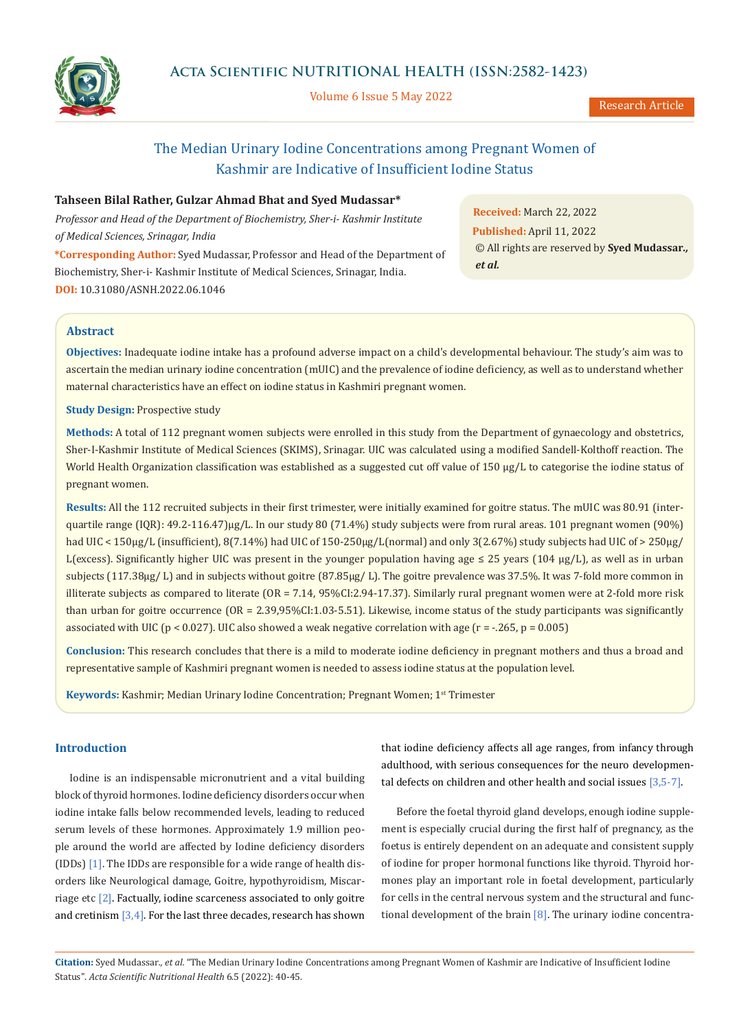# The Median Urinary Iodine Concentrations among Pregnant Women of Kashmir are Indicative of Insufficient Iodine Status

**Tahseen Bilal Rather, Gulzar Ahmad Bhat and Syed Mudassar***

*Professor and Head of the Department of Biochemistry, Sher-i- Kashmir Institute of Medical Sciences, Srinagar, India*

**\*Corresponding Author:** Syed Mudassar, Professor and Head of the Department of Biochemistry, Sher-i- Kashmir Institute of Medical Sciences, Srinagar, India.

**DOI:** 10.31080/ASNH.2022.06.1046

**Received:** March 22, 2022
**Published:** April 11, 2022
© All rights are reserved by **Syed Mudassar., *et al.***

## Abstract

**Objectives:** Inadequate iodine intake has a profound adverse impact on a child's developmental behaviour. The study's aim was to ascertain the median urinary iodine concentration (mUIC) and the prevalence of iodine deficiency, as well as to understand whether maternal characteristics have an effect on iodine status in Kashmiri pregnant women.

**Study Design:** Prospective study

**Methods:** A total of 112 pregnant women subjects were enrolled in this study from the Department of gynaecology and obstetrics, Sher-I-Kashmir Institute of Medical Sciences (SKIMS), Srinagar. UIC was calculated using a modified Sandell-Kolthoff reaction. The World Health Organization classification was established as a suggested cut off value of 150 µg/L to categorise the iodine status of pregnant women.

**Results:** All the 112 recruited subjects in their first trimester, were initially examined for goitre status. The mUIC was 80.91 (inter-quartile range (IQR): 49.2-116.47)µg/L. In our study 80 (71.4%) study subjects were from rural areas. 101 pregnant women (90%) had UIC < 150µg/L (insufficient), 8(7.14%) had UIC of 150-250µg/L(normal) and only 3(2.67%) study subjects had UIC of > 250µg/L(excess). Significantly higher UIC was present in the younger population having age ≤ 25 years (104 µg/L), as well as in urban subjects (117.38µg/ L) and in subjects without goitre (87.85µg/ L). The goitre prevalence was 37.5%. It was 7-fold more common in illiterate subjects as compared to literate (OR = 7.14, 95%CI:2.94-17.37). Similarly rural pregnant women were at 2-fold more risk than urban for goitre occurrence (OR = 2.39,95%CI:1.03-5.51). Likewise, income status of the study participants was significantly associated with UIC ($p < 0.027$). UIC also showed a weak negative correlation with age ($r = -.265$, $p = 0.005$)

**Conclusion:** This research concludes that there is a mild to moderate iodine deficiency in pregnant mothers and thus a broad and representative sample of Kashmiri pregnant women is needed to assess iodine status at the population level.

**Keywords:** Kashmir; Median Urinary Iodine Concentration; Pregnant Women; 1st Trimester

## Introduction

Iodine is an indispensable micronutrient and a vital building block of thyroid hormones. Iodine deficiency disorders occur when iodine intake falls below recommended levels, leading to reduced serum levels of these hormones. Approximately 1.9 million people around the world are affected by Iodine deficiency disorders (IDDs) [1]. The IDDs are responsible for a wide range of health disorders like Neurological damage, Goitre, hypothyroidism, Miscarriage etc [2]. Factually, iodine scarceness associated to only goitre and cretinism [3,4]. For the last three decades, research has shown that iodine deficiency affects all age ranges, from infancy through adulthood, with serious consequences for the neuro developmental defects on children and other health and social issues [3,5-7].

Before the foetal thyroid gland develops, enough iodine supplement is especially crucial during the first half of pregnancy, as the foetus is entirely dependent on an adequate and consistent supply of iodine for proper hormonal functions like thyroid. Thyroid hormones play an important role in foetal development, particularly for cells in the central nervous system and the structural and functional development of the brain [8]. The urinary iodine concentra-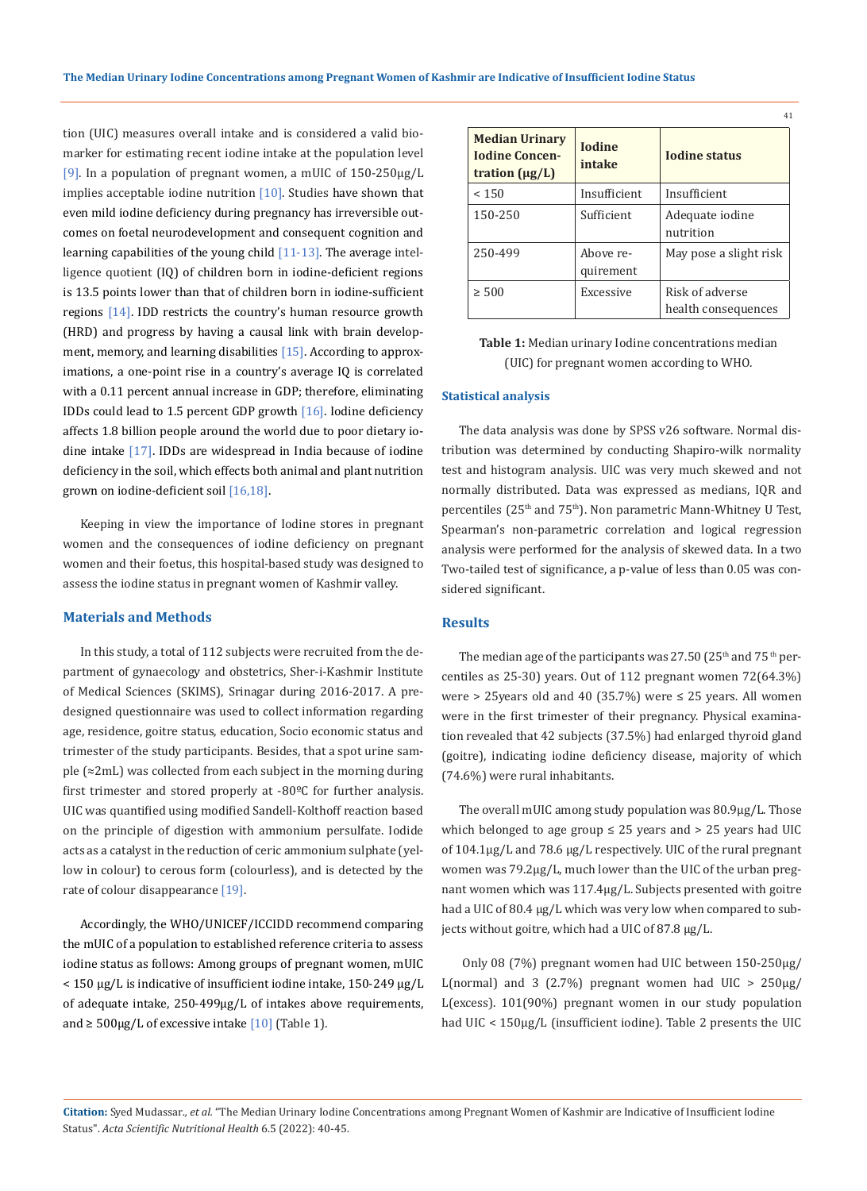tion (UIC) measures overall intake and is considered a valid biomarker for estimating recent iodine intake at the population level [9]. In a population of pregnant women, a mUIC of 150-250μg/L implies acceptable iodine nutrition [10]. Studies have shown that even mild iodine deficiency during pregnancy has irreversible outcomes on foetal neurodevelopment and consequent cognition and learning capabilities of the young child [11-13]. The average intelligence quotient (IQ) of children born in iodine-deficient regions is 13.5 points lower than that of children born in iodine-sufficient regions [14]. IDD restricts the country's human resource growth (HRD) and progress by having a causal link with brain development, memory, and learning disabilities [15]. According to approximations, a one-point rise in a country's average IQ is correlated with a 0.11 percent annual increase in GDP; therefore, eliminating IDDs could lead to 1.5 percent GDP growth [16]. Iodine deficiency affects 1.8 billion people around the world due to poor dietary iodine intake [17]. IDDs are widespread in India because of iodine deficiency in the soil, which effects both animal and plant nutrition grown on iodine-deficient soil [16,18].

Keeping in view the importance of Iodine stores in pregnant women and the consequences of iodine deficiency on pregnant women and their foetus, this hospital-based study was designed to assess the iodine status in pregnant women of Kashmir valley.

## Materials and Methods

In this study, a total of 112 subjects were recruited from the department of gynaecology and obstetrics, Sher-i-Kashmir Institute of Medical Sciences (SKIMS), Srinagar during 2016-2017. A predesigned questionnaire was used to collect information regarding age, residence, goitre status, education, Socio economic status and trimester of the study participants. Besides, that a spot urine sample (≈2mL) was collected from each subject in the morning during first trimester and stored properly at -80ºC for further analysis. UIC was quantified using modified Sandell-Kolthoff reaction based on the principle of digestion with ammonium persulfate. Iodide acts as a catalyst in the reduction of ceric ammonium sulphate (yellow in colour) to cerous form (colourless), and is detected by the rate of colour disappearance [19].

Accordingly, the WHO/UNICEF/ICCIDD recommend comparing the mUIC of a population to established reference criteria to assess iodine status as follows: Among groups of pregnant women, mUIC < 150 μg/L is indicative of insufficient iodine intake, 150-249 μg/L of adequate intake, 250-499μg/L of intakes above requirements, and ≥ 500μg/L of excessive intake [10] (Table 1).

| Median Urinary Iodine Concentration (μg/L) | Iodine intake | Iodine status |
|---|---|---|
| < 150 | Insufficient | Insufficient |
| 150-250 | Sufficient | Adequate iodine nutrition |
| 250-499 | Above requirement | May pose a slight risk |
| ≥ 500 | Excessive | Risk of adverse health consequences |

**Table 1:** Median urinary Iodine concentrations median (UIC) for pregnant women according to WHO.

### Statistical analysis

The data analysis was done by SPSS v26 software. Normal distribution was determined by conducting Shapiro-wilk normality test and histogram analysis. UIC was very much skewed and not normally distributed. Data was expressed as medians, IQR and percentiles (25th and 75th). Non parametric Mann-Whitney U Test, Spearman's non-parametric correlation and logical regression analysis were performed for the analysis of skewed data. In a two Two-tailed test of significance, a p-value of less than 0.05 was considered significant.

## Results

The median age of the participants was 27.50 (25th and 75th percentiles as 25-30) years. Out of 112 pregnant women 72(64.3%) were > 25years old and 40 (35.7%) were ≤ 25 years. All women were in the first trimester of their pregnancy. Physical examination revealed that 42 subjects (37.5%) had enlarged thyroid gland (goitre), indicating iodine deficiency disease, majority of which (74.6%) were rural inhabitants.

The overall mUIC among study population was 80.9μg/L. Those which belonged to age group ≤ 25 years and > 25 years had UIC of 104.1μg/L and 78.6 μg/L respectively. UIC of the rural pregnant women was 79.2μg/L, much lower than the UIC of the urban pregnant women which was 117.4μg/L. Subjects presented with goitre had a UIC of 80.4 μg/L which was very low when compared to subjects without goitre, which had a UIC of 87.8 μg/L.

Only 08 (7%) pregnant women had UIC between 150-250μg/L(normal) and 3 (2.7%) pregnant women had UIC > 250μg/L(excess). 101(90%) pregnant women in our study population had UIC < 150μg/L (insufficient iodine). Table 2 presents the UIC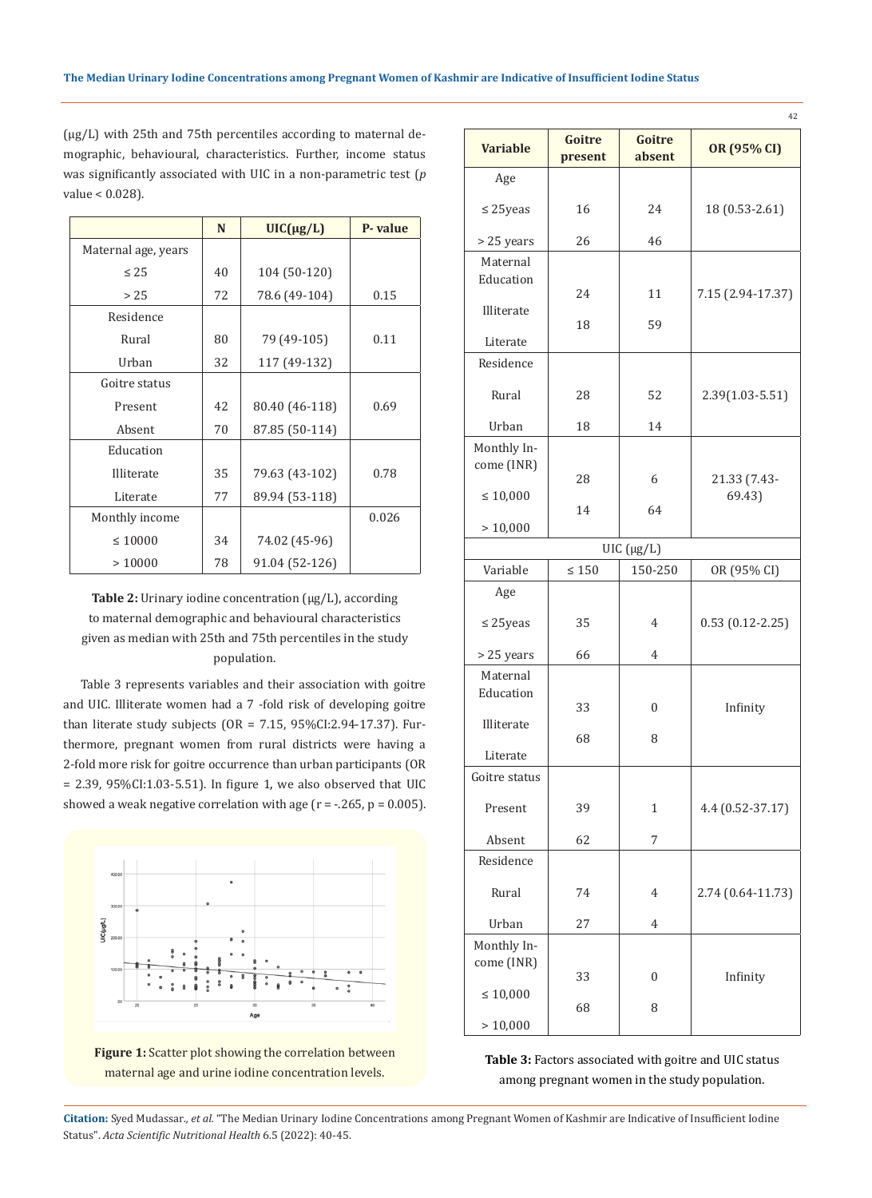(µg/L) with 25th and 75th percentiles according to maternal demographic, behavioural, characteristics. Further, income status was significantly associated with UIC in a non-parametric test ($p$ value < 0.028).

| | N | UIC(µg/L) | P- value |
|---|---|---|---|
| Maternal age, years | | | |
| ≤ 25 | 40 | 104 (50-120) | |
| > 25 | 72 | 78.6 (49-104) | 0.15 |
| Residence | | | |
| Rural | 80 | 79 (49-105) | 0.11 |
| Urban | 32 | 117 (49-132) | |
| Goitre status | | | |
| Present | 42 | 80.40 (46-118) | 0.69 |
| Absent | 70 | 87.85 (50-114) | |
| Education | | | |
| Illiterate | 35 | 79.63 (43-102) | 0.78 |
| Literate | 77 | 89.94 (53-118) | |
| Monthly income | | | 0.026 |
| ≤ 10000 | 34 | 74.02 (45-96) | |
| > 10000 | 78 | 91.04 (52-126) | |

**Table 2:** Urinary iodine concentration (µg/L), according to maternal demographic and behavioural characteristics given as median with 25th and 75th percentiles in the study population.

Table 3 represents variables and their association with goitre and UIC. Illiterate women had a 7 -fold risk of developing goitre than literate study subjects (OR = 7.15, 95%CI:2.94-17.37). Furthermore, pregnant women from rural districts were having a 2-fold more risk for goitre occurrence than urban participants (OR = 2.39, 95%CI:1.03-5.51). In figure 1, we also observed that UIC showed a weak negative correlation with age (r = -.265, p = 0.005).

**Figure 1:** Scatter plot showing the correlation between maternal age and urine iodine concentration levels.

| Variable | Goitre present | Goitre absent | OR (95% CI) |
|---|---|---|---|
| Age | | | |
| ≤ 25yeas | 16 | 24 | 18 (0.53-2.61) |
| > 25 years | 26 | 46 | |
| Maternal Education | | | |
| Illiterate | 24 | 11 | 7.15 (2.94-17.37) |
| Literate | 18 | 59 | |
| Residence | | | |
| Rural | 28 | 52 | 2.39(1.03-5.51) |
| Urban | 18 | 14 | |
| Monthly Income (INR) | | | |
| ≤ 10,000 | 28 | 6 | 21.33 (7.43-69.43) |
| > 10,000 | 14 | 64 | |
| UIC (µg/L) | | | |
| Variable | ≤ 150 | 150-250 | OR (95% CI) |
| Age | | | |
| ≤ 25yeas | 35 | 4 | 0.53 (0.12-2.25) |
| > 25 years | 66 | 4 | |
| Maternal Education | | | |
| Illiterate | 33 | 0 | Infinity |
| Literate | 68 | 8 | |
| Goitre status | | | |
| Present | 39 | 1 | 4.4 (0.52-37.17) |
| Absent | 62 | 7 | |
| Residence | | | |
| Rural | 74 | 4 | 2.74 (0.64-11.73) |
| Urban | 27 | 4 | |
| Monthly Income (INR) | | | |
| ≤ 10,000 | 33 | 0 | Infinity |
| > 10,000 | 68 | 8 | |

**Table 3:** Factors associated with goitre and UIC status among pregnant women in the study population.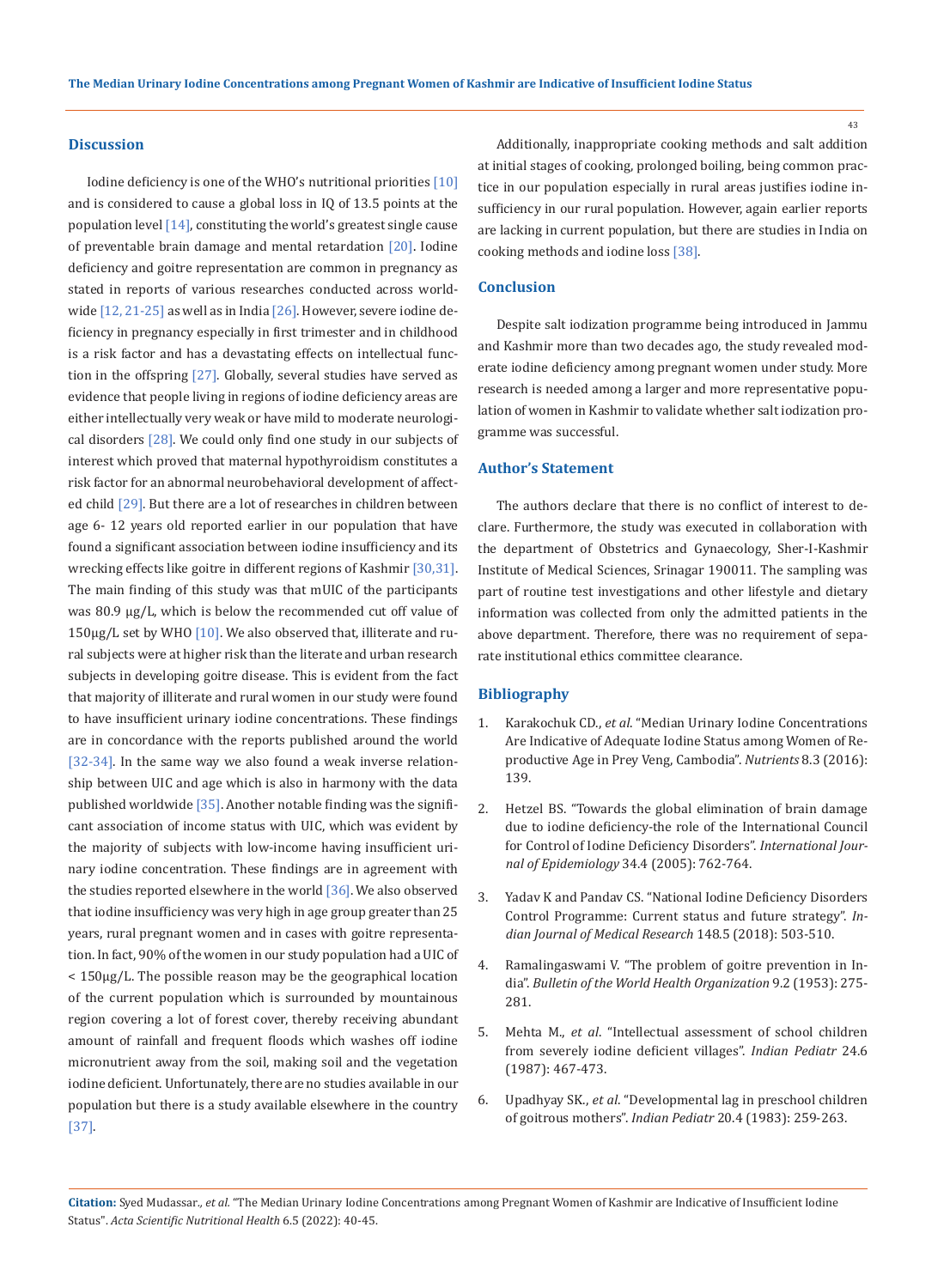## Discussion

Iodine deficiency is one of the WHO's nutritional priorities [10] and is considered to cause a global loss in IQ of 13.5 points at the population level [14], constituting the world's greatest single cause of preventable brain damage and mental retardation [20]. Iodine deficiency and goitre representation are common in pregnancy as stated in reports of various researches conducted across worldwide [12, 21-25] as well as in India [26]. However, severe iodine deficiency in pregnancy especially in first trimester and in childhood is a risk factor and has a devastating effects on intellectual function in the offspring [27]. Globally, several studies have served as evidence that people living in regions of iodine deficiency areas are either intellectually very weak or have mild to moderate neurological disorders [28]. We could only find one study in our subjects of interest which proved that maternal hypothyroidism constitutes a risk factor for an abnormal neurobehavioral development of affected child [29]. But there are a lot of researches in children between age 6- 12 years old reported earlier in our population that have found a significant association between iodine insufficiency and its wrecking effects like goitre in different regions of Kashmir [30,31]. The main finding of this study was that mUIC of the participants was 80.9 µg/L, which is below the recommended cut off value of 150µg/L set by WHO [10]. We also observed that, illiterate and rural subjects were at higher risk than the literate and urban research subjects in developing goitre disease. This is evident from the fact that majority of illiterate and rural women in our study were found to have insufficient urinary iodine concentrations. These findings are in concordance with the reports published around the world [32-34]. In the same way we also found a weak inverse relationship between UIC and age which is also in harmony with the data published worldwide [35]. Another notable finding was the significant association of income status with UIC, which was evident by the majority of subjects with low-income having insufficient urinary iodine concentration. These findings are in agreement with the studies reported elsewhere in the world [36]. We also observed that iodine insufficiency was very high in age group greater than 25 years, rural pregnant women and in cases with goitre representation. In fact, 90% of the women in our study population had a UIC of < 150µg/L. The possible reason may be the geographical location of the current population which is surrounded by mountainous region covering a lot of forest cover, thereby receiving abundant amount of rainfall and frequent floods which washes off iodine micronutrient away from the soil, making soil and the vegetation iodine deficient. Unfortunately, there are no studies available in our population but there is a study available elsewhere in the country [37].

Additionally, inappropriate cooking methods and salt addition at initial stages of cooking, prolonged boiling, being common practice in our population especially in rural areas justifies iodine insufficiency in our rural population. However, again earlier reports are lacking in current population, but there are studies in India on cooking methods and iodine loss [38].

## Conclusion

Despite salt iodization programme being introduced in Jammu and Kashmir more than two decades ago, the study revealed moderate iodine deficiency among pregnant women under study. More research is needed among a larger and more representative population of women in Kashmir to validate whether salt iodization programme was successful.

## Author's Statement

The authors declare that there is no conflict of interest to declare. Furthermore, the study was executed in collaboration with the department of Obstetrics and Gynaecology, Sher-I-Kashmir Institute of Medical Sciences, Srinagar 190011. The sampling was part of routine test investigations and other lifestyle and dietary information was collected from only the admitted patients in the above department. Therefore, there was no requirement of separate institutional ethics committee clearance.

## Bibliography

1. Karakochuk CD., *et al*. "Median Urinary Iodine Concentrations Are Indicative of Adequate Iodine Status among Women of Reproductive Age in Prey Veng, Cambodia". *Nutrients* 8.3 (2016): 139.
2. Hetzel BS. "Towards the global elimination of brain damage due to iodine deficiency-the role of the International Council for Control of Iodine Deficiency Disorders". *International Journal of Epidemiology* 34.4 (2005): 762-764.
3. Yadav K and Pandav CS. "National Iodine Deficiency Disorders Control Programme: Current status and future strategy". *Indian Journal of Medical Research* 148.5 (2018): 503-510.
4. Ramalingaswami V. "The problem of goitre prevention in India". *Bulletin of the World Health Organization* 9.2 (1953): 275-281.
5. Mehta M., *et al*. "Intellectual assessment of school children from severely iodine deficient villages". *Indian Pediatr* 24.6 (1987): 467-473.
6. Upadhyay SK., *et al*. "Developmental lag in preschool children of goitrous mothers". *Indian Pediatr* 20.4 (1983): 259-263.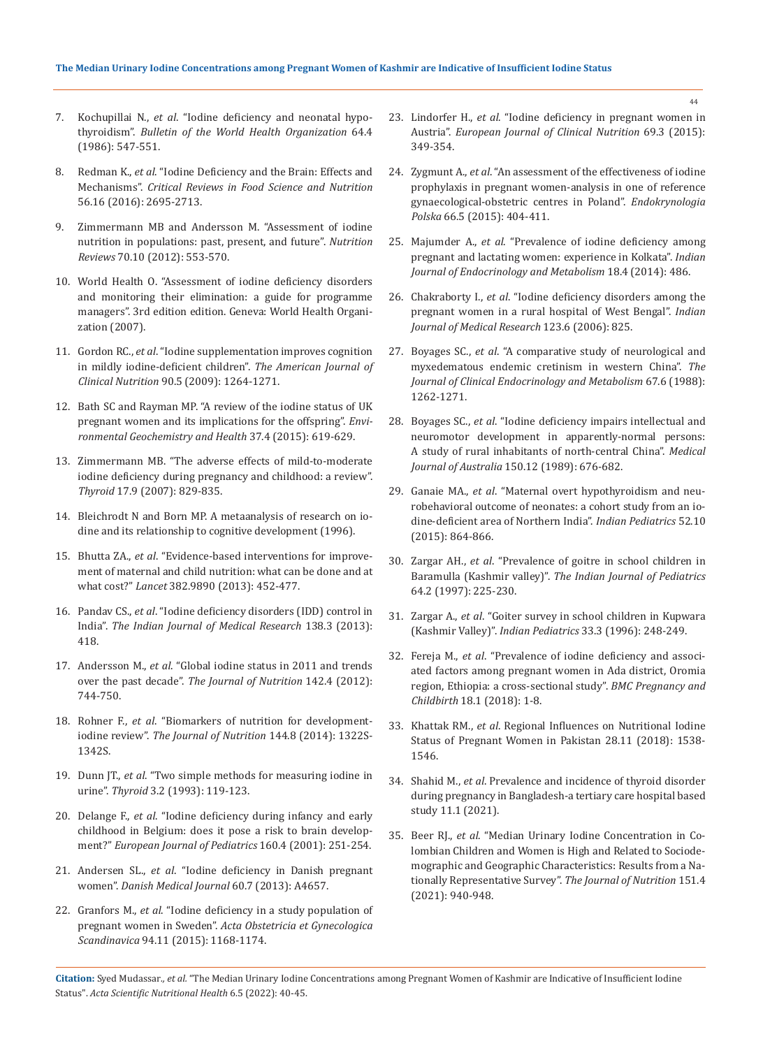7. Kochupillai N., *et al*. "Iodine deficiency and neonatal hypothyroidism". *Bulletin of the World Health Organization* 64.4 (1986): 547-551.

8. Redman K., *et al*. "Iodine Deficiency and the Brain: Effects and Mechanisms". *Critical Reviews in Food Science and Nutrition* 56.16 (2016): 2695-2713.

9. Zimmermann MB and Andersson M. "Assessment of iodine nutrition in populations: past, present, and future". *Nutrition Reviews* 70.10 (2012): 553-570.

10. World Health O. "Assessment of iodine deficiency disorders and monitoring their elimination: a guide for programme managers". 3rd edition edition. Geneva: World Health Organization (2007).

11. Gordon RC., *et al*. "Iodine supplementation improves cognition in mildly iodine-deficient children". *The American Journal of Clinical Nutrition* 90.5 (2009): 1264-1271.

12. Bath SC and Rayman MP. "A review of the iodine status of UK pregnant women and its implications for the offspring". *Environmental Geochemistry and Health* 37.4 (2015): 619-629.

13. Zimmermann MB. "The adverse effects of mild-to-moderate iodine deficiency during pregnancy and childhood: a review". *Thyroid* 17.9 (2007): 829-835.

14. Bleichrodt N and Born MP. A metaanalysis of research on iodine and its relationship to cognitive development (1996).

15. Bhutta ZA., *et al*. "Evidence-based interventions for improvement of maternal and child nutrition: what can be done and at what cost?" *Lancet* 382.9890 (2013): 452-477.

16. Pandav CS., *et al*. "Iodine deficiency disorders (IDD) control in India". *The Indian Journal of Medical Research* 138.3 (2013): 418.

17. Andersson M., *et al*. "Global iodine status in 2011 and trends over the past decade". *The Journal of Nutrition* 142.4 (2012): 744-750.

18. Rohner F., *et al*. "Biomarkers of nutrition for development-iodine review". *The Journal of Nutrition* 144.8 (2014): 1322S-1342S.

19. Dunn JT., *et al*. "Two simple methods for measuring iodine in urine". *Thyroid* 3.2 (1993): 119-123.

20. Delange F., *et al*. "Iodine deficiency during infancy and early childhood in Belgium: does it pose a risk to brain development?" *European Journal of Pediatrics* 160.4 (2001): 251-254.

21. Andersen SL., *et al*. "Iodine deficiency in Danish pregnant women". *Danish Medical Journal* 60.7 (2013): A4657.

22. Granfors M., *et al*. "Iodine deficiency in a study population of pregnant women in Sweden". *Acta Obstetricia et Gynecologica Scandinavica* 94.11 (2015): 1168-1174.

23. Lindorfer H., *et al*. "Iodine deficiency in pregnant women in Austria". *European Journal of Clinical Nutrition* 69.3 (2015): 349-354.

24. Zygmunt A., *et al*. "An assessment of the effectiveness of iodine prophylaxis in pregnant women-analysis in one of reference gynaecological-obstetric centres in Poland". *Endokrynologia Polska* 66.5 (2015): 404-411.

25. Majumder A., *et al*. "Prevalence of iodine deficiency among pregnant and lactating women: experience in Kolkata". *Indian Journal of Endocrinology and Metabolism* 18.4 (2014): 486.

26. Chakraborty I., *et al*. "Iodine deficiency disorders among the pregnant women in a rural hospital of West Bengal". *Indian Journal of Medical Research* 123.6 (2006): 825.

27. Boyages SC., *et al*. "A comparative study of neurological and myxedematous endemic cretinism in western China". *The Journal of Clinical Endocrinology and Metabolism* 67.6 (1988): 1262-1271.

28. Boyages SC., *et al*. "Iodine deficiency impairs intellectual and neuromotor development in apparently-normal persons: A study of rural inhabitants of north-central China". *Medical Journal of Australia* 150.12 (1989): 676-682.

29. Ganaie MA., *et al*. "Maternal overt hypothyroidism and neurobehavioral outcome of neonates: a cohort study from an iodine-deficient area of Northern India". *Indian Pediatrics* 52.10 (2015): 864-866.

30. Zargar AH., *et al*. "Prevalence of goitre in school children in Baramulla (Kashmir valley)". *The Indian Journal of Pediatrics* 64.2 (1997): 225-230.

31. Zargar A., *et al*. "Goiter survey in school children in Kupwara (Kashmir Valley)". *Indian Pediatrics* 33.3 (1996): 248-249.

32. Fereja M., *et al*. "Prevalence of iodine deficiency and associated factors among pregnant women in Ada district, Oromia region, Ethiopia: a cross-sectional study". *BMC Pregnancy and Childbirth* 18.1 (2018): 1-8.

33. Khattak RM., *et al*. Regional Influences on Nutritional Iodine Status of Pregnant Women in Pakistan 28.11 (2018): 1538-1546.

34. Shahid M., *et al*. Prevalence and incidence of thyroid disorder during pregnancy in Bangladesh-a tertiary care hospital based study 11.1 (2021).

35. Beer RJ., *et al*. "Median Urinary Iodine Concentration in Colombian Children and Women is High and Related to Sociodemographic and Geographic Characteristics: Results from a Nationally Representative Survey". *The Journal of Nutrition* 151.4 (2021): 940-948.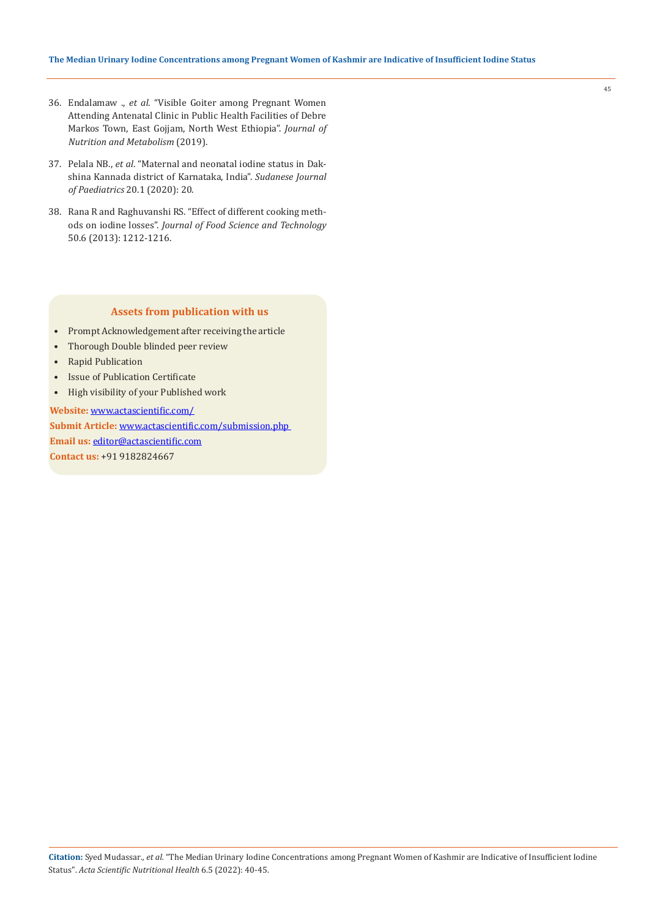36. Endalamaw ., *et al.* "Visible Goiter among Pregnant Women Attending Antenatal Clinic in Public Health Facilities of Debre Markos Town, East Gojjam, North West Ethiopia". *Journal of Nutrition and Metabolism* (2019).

37. Pelala NB., *et al*. "Maternal and neonatal iodine status in Dakshina Kannada district of Karnataka, India". *Sudanese Journal of Paediatrics* 20.1 (2020): 20.

38. Rana R and Raghuvanshi RS. "Effect of different cooking methods on iodine losses". *Journal of Food Science and Technology* 50.6 (2013): 1212-1216.

### Assets from publication with us

- Prompt Acknowledgement after receiving the article
- Thorough Double blinded peer review
- Rapid Publication
- Issue of Publication Certificate
- High visibility of your Published work

**Website:** www.actascientific.com/
**Submit Article:** www.actascientific.com/submission.php
**Email us:** editor@actascientific.com
**Contact us:** +91 9182824667

**Citation:** Syed Mudassar., *et al.* "The Median Urinary Iodine Concentrations among Pregnant Women of Kashmir are Indicative of Insufficient Iodine Status". *Acta Scientific Nutritional Health* 6.5 (2022): 40-45.